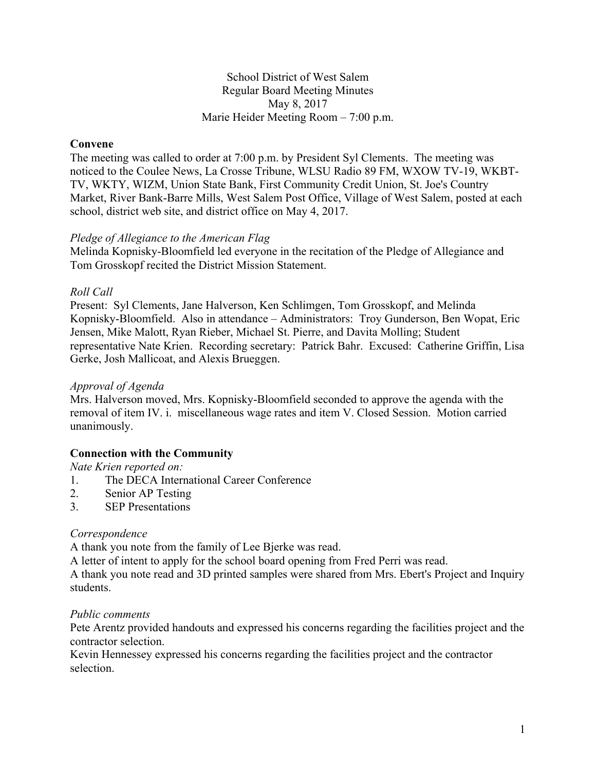School District of West Salem
Regular Board Meeting Minutes
May 8, 2017
Marie Heider Meeting Room – 7:00 p.m.

**Convene**

The meeting was called to order at 7:00 p.m. by President Syl Clements. The meeting was noticed to the Coulee News, La Crosse Tribune, WLSU Radio 89 FM, WXOW TV-19, WKBT-TV, WKTY, WIZM, Union State Bank, First Community Credit Union, St. Joe's Country Market, River Bank-Barre Mills, West Salem Post Office, Village of West Salem, posted at each school, district web site, and district office on May 4, 2017.

*Pledge of Allegiance to the American Flag*

Melinda Kopnisky-Bloomfield led everyone in the recitation of the Pledge of Allegiance and Tom Grosskopf recited the District Mission Statement.

*Roll Call*

Present: Syl Clements, Jane Halverson, Ken Schlimgen, Tom Grosskopf, and Melinda Kopnisky-Bloomfield. Also in attendance – Administrators: Troy Gunderson, Ben Wopat, Eric Jensen, Mike Malott, Ryan Rieber, Michael St. Pierre, and Davita Molling; Student representative Nate Krien. Recording secretary: Patrick Bahr. Excused: Catherine Griffin, Lisa Gerke, Josh Mallicoat, and Alexis Brueggen.

*Approval of Agenda*

Mrs. Halverson moved, Mrs. Kopnisky-Bloomfield seconded to approve the agenda with the removal of item IV. i. miscellaneous wage rates and item V. Closed Session. Motion carried unanimously.

**Connection with the Community**

*Nate Krien reported on:*

1. The DECA International Career Conference
2. Senior AP Testing
3. SEP Presentations

*Correspondence*

A thank you note from the family of Lee Bjerke was read.
A letter of intent to apply for the school board opening from Fred Perri was read.
A thank you note read and 3D printed samples were shared from Mrs. Ebert's Project and Inquiry students.

*Public comments*

Pete Arentz provided handouts and expressed his concerns regarding the facilities project and the contractor selection.
Kevin Hennessey expressed his concerns regarding the facilities project and the contractor selection.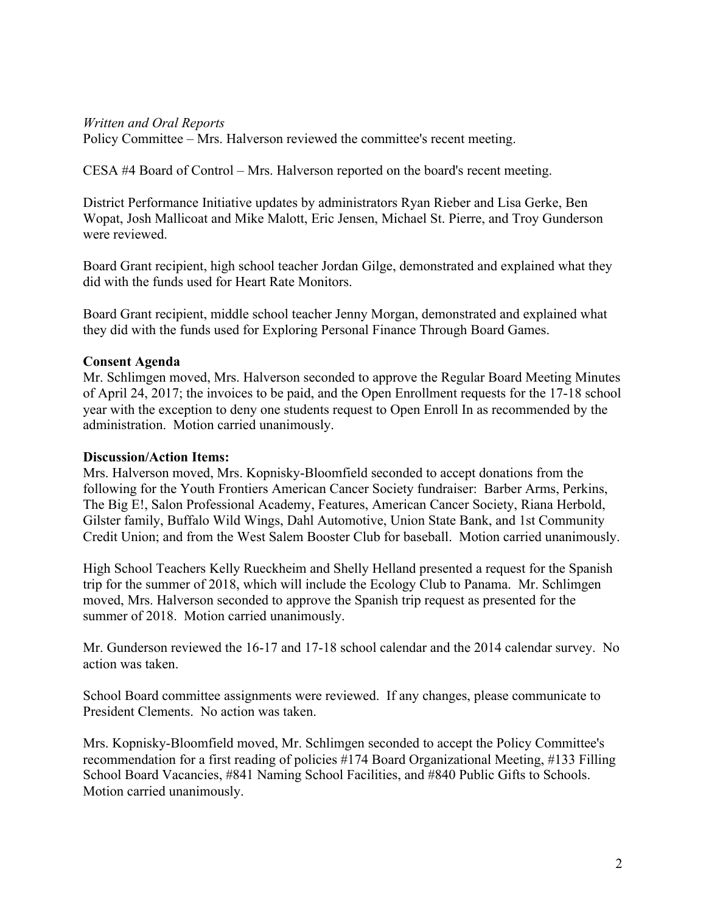*Written and Oral Reports*
Policy Committee – Mrs. Halverson reviewed the committee's recent meeting.

CESA #4 Board of Control – Mrs. Halverson reported on the board's recent meeting.

District Performance Initiative updates by administrators Ryan Rieber and Lisa Gerke, Ben Wopat, Josh Mallicoat and Mike Malott, Eric Jensen, Michael St. Pierre, and Troy Gunderson were reviewed.

Board Grant recipient, high school teacher Jordan Gilge, demonstrated and explained what they did with the funds used for Heart Rate Monitors.

Board Grant recipient, middle school teacher Jenny Morgan, demonstrated and explained what they did with the funds used for Exploring Personal Finance Through Board Games.

**Consent Agenda**
Mr. Schlimgen moved, Mrs. Halverson seconded to approve the Regular Board Meeting Minutes of April 24, 2017; the invoices to be paid, and the Open Enrollment requests for the 17-18 school year with the exception to deny one students request to Open Enroll In as recommended by the administration. Motion carried unanimously.

**Discussion/Action Items:**
Mrs. Halverson moved, Mrs. Kopnisky-Bloomfield seconded to accept donations from the following for the Youth Frontiers American Cancer Society fundraiser: Barber Arms, Perkins, The Big E!, Salon Professional Academy, Features, American Cancer Society, Riana Herbold, Gilster family, Buffalo Wild Wings, Dahl Automotive, Union State Bank, and 1st Community Credit Union; and from the West Salem Booster Club for baseball. Motion carried unanimously.

High School Teachers Kelly Rueckheim and Shelly Helland presented a request for the Spanish trip for the summer of 2018, which will include the Ecology Club to Panama. Mr. Schlimgen moved, Mrs. Halverson seconded to approve the Spanish trip request as presented for the summer of 2018. Motion carried unanimously.

Mr. Gunderson reviewed the 16-17 and 17-18 school calendar and the 2014 calendar survey. No action was taken.

School Board committee assignments were reviewed. If any changes, please communicate to President Clements. No action was taken.

Mrs. Kopnisky-Bloomfield moved, Mr. Schlimgen seconded to accept the Policy Committee's recommendation for a first reading of policies #174 Board Organizational Meeting, #133 Filling School Board Vacancies, #841 Naming School Facilities, and #840 Public Gifts to Schools. Motion carried unanimously.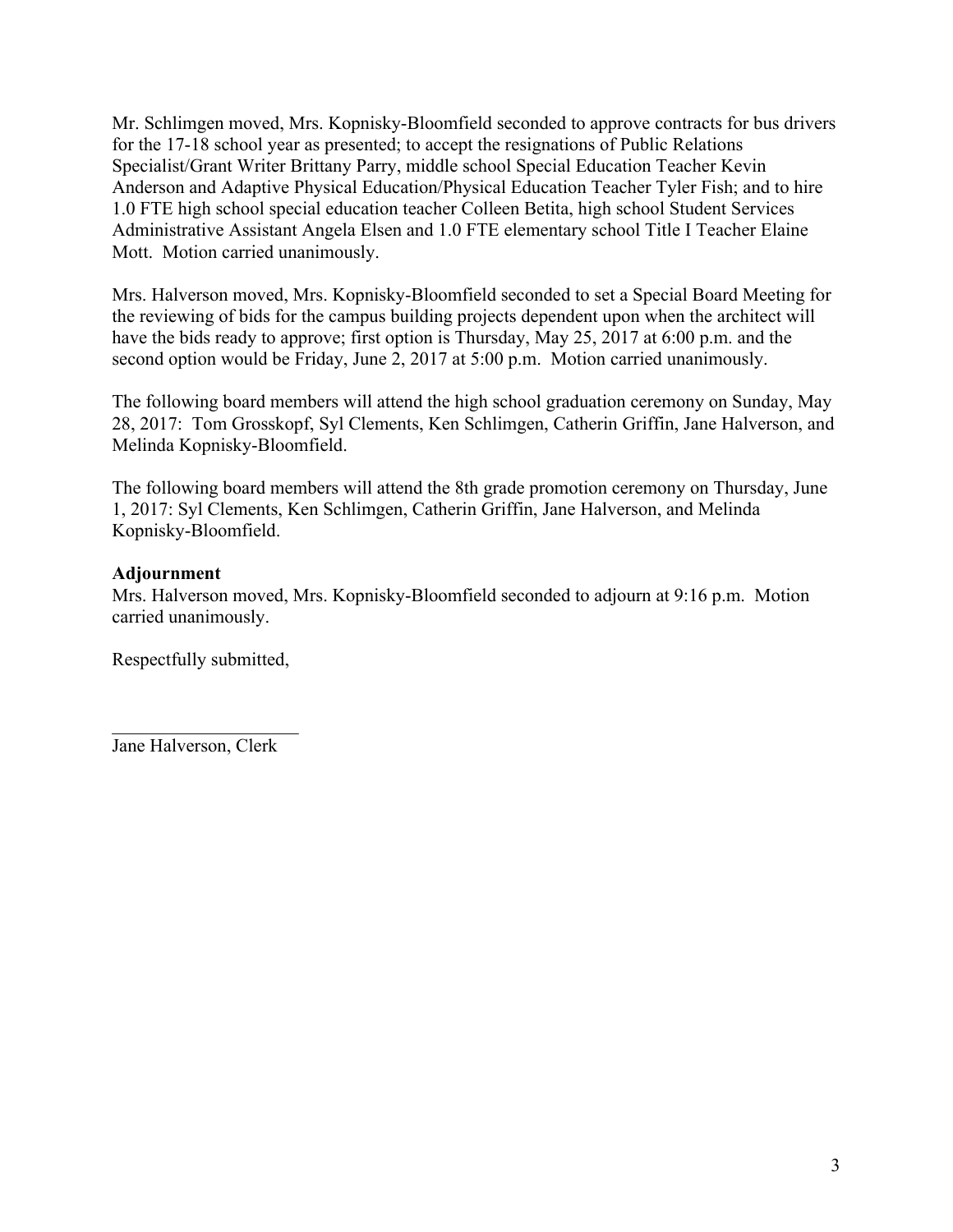Mr. Schlimgen moved, Mrs. Kopnisky-Bloomfield seconded to approve contracts for bus drivers for the 17-18 school year as presented; to accept the resignations of Public Relations Specialist/Grant Writer Brittany Parry, middle school Special Education Teacher Kevin Anderson and Adaptive Physical Education/Physical Education Teacher Tyler Fish; and to hire 1.0 FTE high school special education teacher Colleen Betita, high school Student Services Administrative Assistant Angela Elsen and 1.0 FTE elementary school Title I Teacher Elaine Mott. Motion carried unanimously.

Mrs. Halverson moved, Mrs. Kopnisky-Bloomfield seconded to set a Special Board Meeting for the reviewing of bids for the campus building projects dependent upon when the architect will have the bids ready to approve; first option is Thursday, May 25, 2017 at 6:00 p.m. and the second option would be Friday, June 2, 2017 at 5:00 p.m. Motion carried unanimously.

The following board members will attend the high school graduation ceremony on Sunday, May 28, 2017: Tom Grosskopf, Syl Clements, Ken Schlimgen, Catherin Griffin, Jane Halverson, and Melinda Kopnisky-Bloomfield.

The following board members will attend the 8th grade promotion ceremony on Thursday, June 1, 2017: Syl Clements, Ken Schlimgen, Catherin Griffin, Jane Halverson, and Melinda Kopnisky-Bloomfield.

**Adjournment**

Mrs. Halverson moved, Mrs. Kopnisky-Bloomfield seconded to adjourn at 9:16 p.m. Motion carried unanimously.

Respectfully submitted,

____________________

Jane Halverson, Clerk